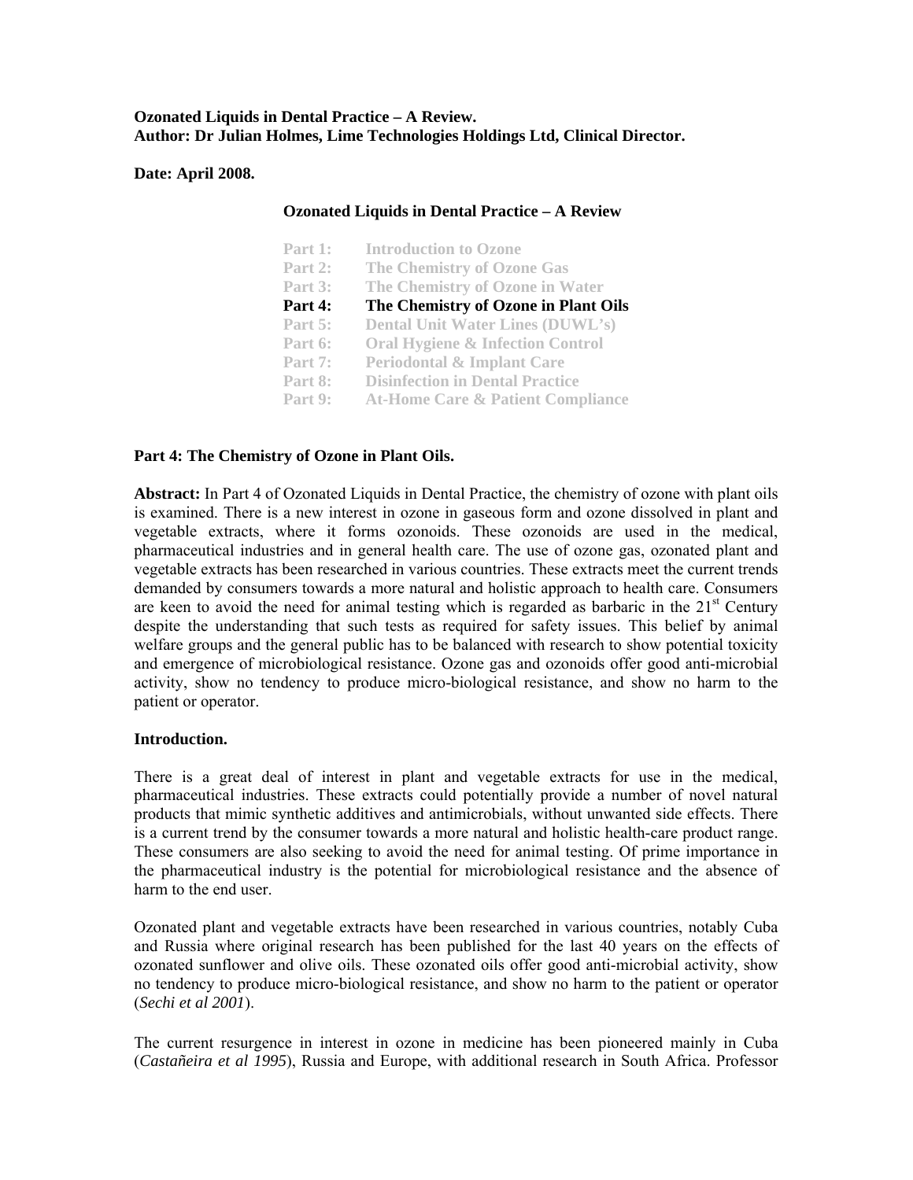**Ozonated Liquids in Dental Practice – A Review.**
**Author: Dr Julian Holmes, Lime Technologies Holdings Ltd, Clinical Director.**

**Date: April 2008.**

**Ozonated Liquids in Dental Practice – A Review**

| | |
|---|---|
| Part 1: | Introduction to Ozone |
| Part 2: | The Chemistry of Ozone Gas |
| Part 3: | The Chemistry of Ozone in Water |
| **Part 4:** | **The Chemistry of Ozone in Plant Oils** |
| Part 5: | Dental Unit Water Lines (DUWL's) |
| Part 6: | Oral Hygiene & Infection Control |
| Part 7: | Periodontal & Implant Care |
| Part 8: | Disinfection in Dental Practice |
| Part 9: | At-Home Care & Patient Compliance |

## Part 4: The Chemistry of Ozone in Plant Oils.

**Abstract:** In Part 4 of Ozonated Liquids in Dental Practice, the chemistry of ozone with plant oils is examined. There is a new interest in ozone in gaseous form and ozone dissolved in plant and vegetable extracts, where it forms ozonoids. These ozonoids are used in the medical, pharmaceutical industries and in general health care. The use of ozone gas, ozonated plant and vegetable extracts has been researched in various countries. These extracts meet the current trends demanded by consumers towards a more natural and holistic approach to health care. Consumers are keen to avoid the need for animal testing which is regarded as barbaric in the 21st Century despite the understanding that such tests as required for safety issues. This belief by animal welfare groups and the general public has to be balanced with research to show potential toxicity and emergence of microbiological resistance. Ozone gas and ozonoids offer good anti-microbial activity, show no tendency to produce micro-biological resistance, and show no harm to the patient or operator.

### Introduction.

There is a great deal of interest in plant and vegetable extracts for use in the medical, pharmaceutical industries. These extracts could potentially provide a number of novel natural products that mimic synthetic additives and antimicrobials, without unwanted side effects. There is a current trend by the consumer towards a more natural and holistic health-care product range. These consumers are also seeking to avoid the need for animal testing. Of prime importance in the pharmaceutical industry is the potential for microbiological resistance and the absence of harm to the end user.

Ozonated plant and vegetable extracts have been researched in various countries, notably Cuba and Russia where original research has been published for the last 40 years on the effects of ozonated sunflower and olive oils. These ozonated oils offer good anti-microbial activity, show no tendency to produce micro-biological resistance, and show no harm to the patient or operator (*Sechi et al 2001*).

The current resurgence in interest in ozone in medicine has been pioneered mainly in Cuba (*Castañeira et al 1995*), Russia and Europe, with additional research in South Africa. Professor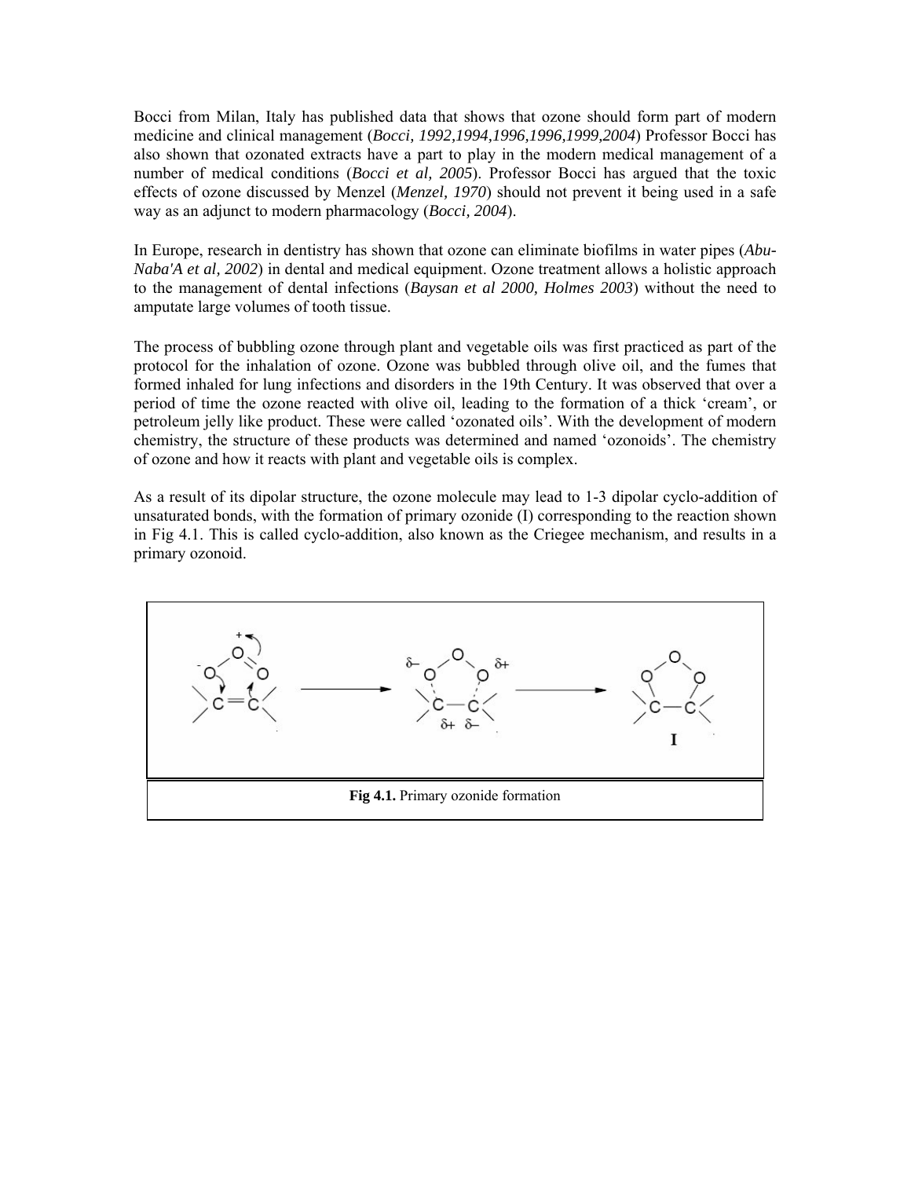Bocci from Milan, Italy has published data that shows that ozone should form part of modern medicine and clinical management (*Bocci, 1992,1994,1996,1996,1999,2004*) Professor Bocci has also shown that ozonated extracts have a part to play in the modern medical management of a number of medical conditions (*Bocci et al, 2005*). Professor Bocci has argued that the toxic effects of ozone discussed by Menzel (*Menzel, 1970*) should not prevent it being used in a safe way as an adjunct to modern pharmacology (*Bocci, 2004*).

In Europe, research in dentistry has shown that ozone can eliminate biofilms in water pipes (*Abu-Naba'A et al, 2002*) in dental and medical equipment. Ozone treatment allows a holistic approach to the management of dental infections (*Baysan et al 2000, Holmes 2003*) without the need to amputate large volumes of tooth tissue.

The process of bubbling ozone through plant and vegetable oils was first practiced as part of the protocol for the inhalation of ozone. Ozone was bubbled through olive oil, and the fumes that formed inhaled for lung infections and disorders in the 19th Century. It was observed that over a period of time the ozone reacted with olive oil, leading to the formation of a thick 'cream', or petroleum jelly like product. These were called 'ozonated oils'. With the development of modern chemistry, the structure of these products was determined and named 'ozonoids'. The chemistry of ozone and how it reacts with plant and vegetable oils is complex.

As a result of its dipolar structure, the ozone molecule may lead to 1-3 dipolar cyclo-addition of unsaturated bonds, with the formation of primary ozonide (I) corresponding to the reaction shown in Fig 4.1. This is called cyclo-addition, also known as the Criegee mechanism, and results in a primary ozonoid.

**Fig 4.1.** Primary ozonide formation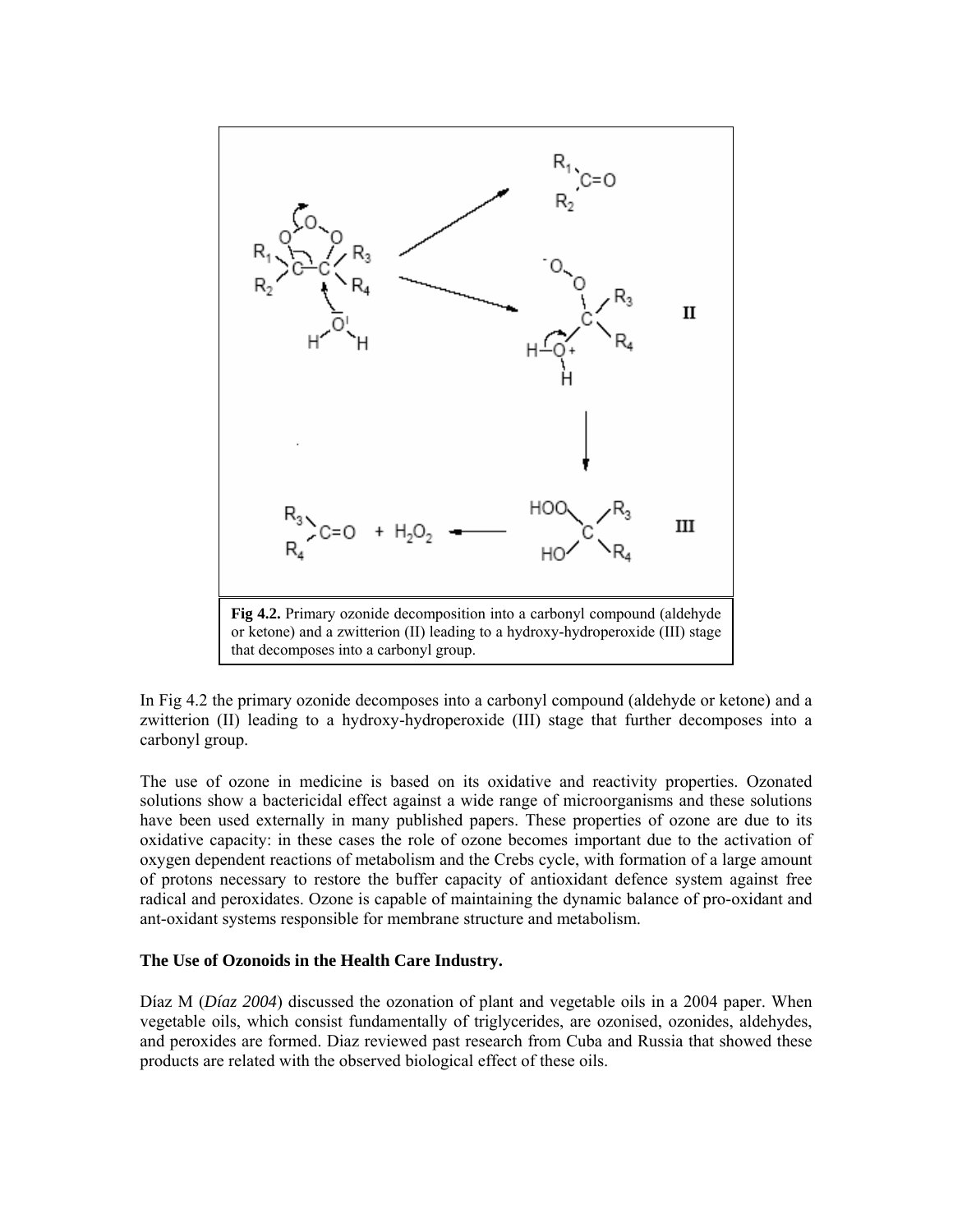**Fig 4.2.** Primary ozonide decomposition into a carbonyl compound (aldehyde or ketone) and a zwitterion (II) leading to a hydroxy-hydroperoxide (III) stage that decomposes into a carbonyl group.

In Fig 4.2 the primary ozonide decomposes into a carbonyl compound (aldehyde or ketone) and a zwitterion (II) leading to a hydroxy-hydroperoxide (III) stage that further decomposes into a carbonyl group.

The use of ozone in medicine is based on its oxidative and reactivity properties. Ozonated solutions show a bactericidal effect against a wide range of microorganisms and these solutions have been used externally in many published papers. These properties of ozone are due to its oxidative capacity: in these cases the role of ozone becomes important due to the activation of oxygen dependent reactions of metabolism and the Crebs cycle, with formation of a large amount of protons necessary to restore the buffer capacity of antioxidant defence system against free radical and peroxidates. Ozone is capable of maintaining the dynamic balance of pro-oxidant and ant-oxidant systems responsible for membrane structure and metabolism.

**The Use of Ozonoids in the Health Care Industry.**

Díaz M (*Díaz 2004*) discussed the ozonation of plant and vegetable oils in a 2004 paper. When vegetable oils, which consist fundamentally of triglycerides, are ozonised, ozonides, aldehydes, and peroxides are formed. Diaz reviewed past research from Cuba and Russia that showed these products are related with the observed biological effect of these oils.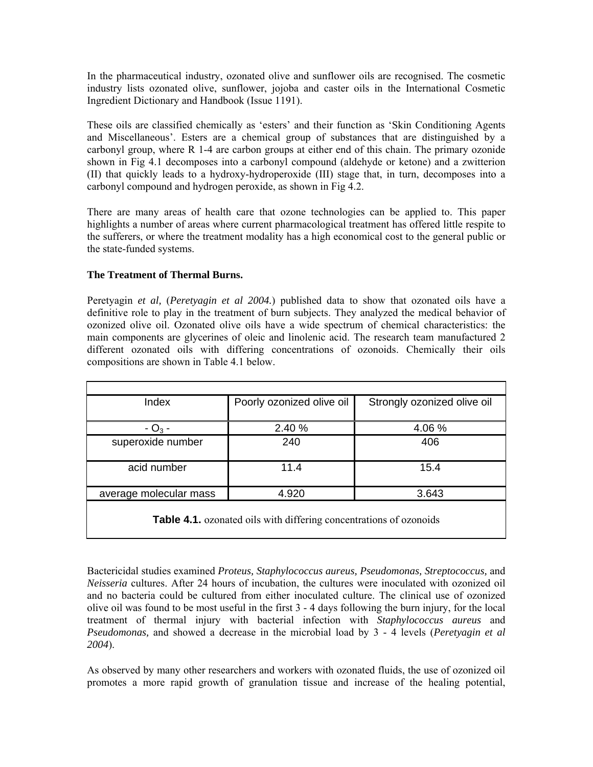In the pharmaceutical industry, ozonated olive and sunflower oils are recognised. The cosmetic industry lists ozonated olive, sunflower, jojoba and caster oils in the International Cosmetic Ingredient Dictionary and Handbook (Issue 1191).

These oils are classified chemically as 'esters' and their function as 'Skin Conditioning Agents and Miscellaneous'. Esters are a chemical group of substances that are distinguished by a carbonyl group, where R 1-4 are carbon groups at either end of this chain. The primary ozonide shown in Fig 4.1 decomposes into a carbonyl compound (aldehyde or ketone) and a zwitterion (II) that quickly leads to a hydroxy-hydroperoxide (III) stage that, in turn, decomposes into a carbonyl compound and hydrogen peroxide, as shown in Fig 4.2.

There are many areas of health care that ozone technologies can be applied to. This paper highlights a number of areas where current pharmacological treatment has offered little respite to the sufferers, or where the treatment modality has a high economical cost to the general public or the state-funded systems.

**The Treatment of Thermal Burns.**

Peretyagin *et al,* (*Peretyagin et al 2004.*) published data to show that ozonated oils have a definitive role to play in the treatment of burn subjects. They analyzed the medical behavior of ozonized olive oil. Ozonated olive oils have a wide spectrum of chemical characteristics: the main components are glycerines of oleic and linolenic acid. The research team manufactured 2 different ozonated oils with differing concentrations of ozonoids. Chemically their oils compositions are shown in Table 4.1 below.

| Index | Poorly ozonized olive oil | Strongly ozonized olive oil |
|---|---|---|
| - $O_3$ - | 2.40 % | 4.06 % |
| superoxide number | 240 | 406 |
| acid number | 11.4 | 15.4 |
| average molecular mass | 4.920 | 3.643 |

**Table 4.1.** ozonated oils with differing concentrations of ozonoids

Bactericidal studies examined *Proteus, Staphylococcus aureus, Pseudomonas, Streptococcus,* and *Neisseria* cultures. After 24 hours of incubation, the cultures were inoculated with ozonized oil and no bacteria could be cultured from either inoculated culture. The clinical use of ozonized olive oil was found to be most useful in the first 3 - 4 days following the burn injury, for the local treatment of thermal injury with bacterial infection with *Staphylococcus aureus* and *Pseudomonas,* and showed a decrease in the microbial load by 3 - 4 levels (*Peretyagin et al 2004*).

As observed by many other researchers and workers with ozonated fluids, the use of ozonized oil promotes a more rapid growth of granulation tissue and increase of the healing potential,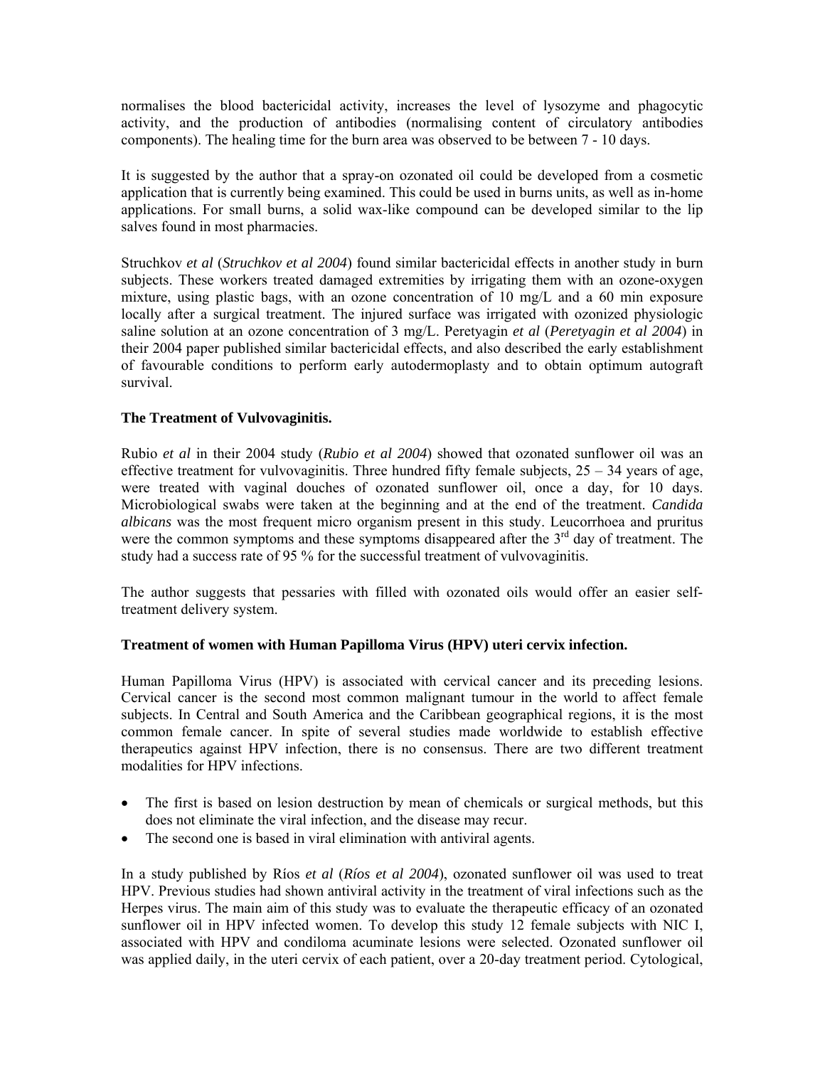normalises the blood bactericidal activity, increases the level of lysozyme and phagocytic activity, and the production of antibodies (normalising content of circulatory antibodies components). The healing time for the burn area was observed to be between 7 - 10 days.

It is suggested by the author that a spray-on ozonated oil could be developed from a cosmetic application that is currently being examined. This could be used in burns units, as well as in-home applications. For small burns, a solid wax-like compound can be developed similar to the lip salves found in most pharmacies.

Struchkov *et al* (*Struchkov et al 2004*) found similar bactericidal effects in another study in burn subjects. These workers treated damaged extremities by irrigating them with an ozone-oxygen mixture, using plastic bags, with an ozone concentration of 10 mg/L and a 60 min exposure locally after a surgical treatment. The injured surface was irrigated with ozonized physiologic saline solution at an ozone concentration of 3 mg/L. Peretyagin *et al* (*Peretyagin et al 2004*) in their 2004 paper published similar bactericidal effects, and also described the early establishment of favourable conditions to perform early autodermoplasty and to obtain optimum autograft survival.

### The Treatment of Vulvovaginitis.

Rubio *et al* in their 2004 study (*Rubio et al 2004*) showed that ozonated sunflower oil was an effective treatment for vulvovaginitis. Three hundred fifty female subjects, 25 – 34 years of age, were treated with vaginal douches of ozonated sunflower oil, once a day, for 10 days. Microbiological swabs were taken at the beginning and at the end of the treatment. *Candida albicans* was the most frequent micro organism present in this study. Leucorrhoea and pruritus were the common symptoms and these symptoms disappeared after the 3rd day of treatment. The study had a success rate of 95 % for the successful treatment of vulvovaginitis.

The author suggests that pessaries with filled with ozonated oils would offer an easier self-treatment delivery system.

### Treatment of women with Human Papilloma Virus (HPV) uteri cervix infection.

Human Papilloma Virus (HPV) is associated with cervical cancer and its preceding lesions. Cervical cancer is the second most common malignant tumour in the world to affect female subjects. In Central and South America and the Caribbean geographical regions, it is the most common female cancer. In spite of several studies made worldwide to establish effective therapeutics against HPV infection, there is no consensus. There are two different treatment modalities for HPV infections.

- The first is based on lesion destruction by mean of chemicals or surgical methods, but this does not eliminate the viral infection, and the disease may recur.
- The second one is based in viral elimination with antiviral agents.

In a study published by Ríos *et al* (*Ríos et al 2004*), ozonated sunflower oil was used to treat HPV. Previous studies had shown antiviral activity in the treatment of viral infections such as the Herpes virus. The main aim of this study was to evaluate the therapeutic efficacy of an ozonated sunflower oil in HPV infected women. To develop this study 12 female subjects with NIC I, associated with HPV and condiloma acuminate lesions were selected. Ozonated sunflower oil was applied daily, in the uteri cervix of each patient, over a 20-day treatment period. Cytological,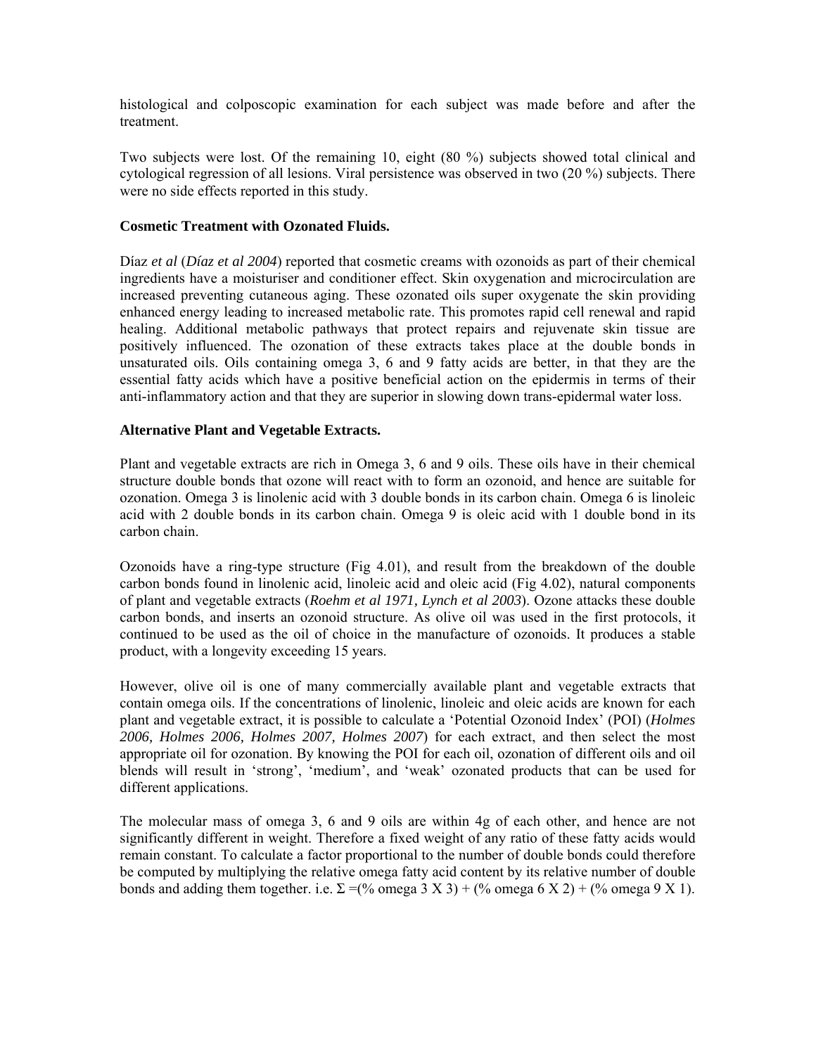histological and colposcopic examination for each subject was made before and after the treatment.

Two subjects were lost. Of the remaining 10, eight (80 %) subjects showed total clinical and cytological regression of all lesions. Viral persistence was observed in two (20 %) subjects. There were no side effects reported in this study.

**Cosmetic Treatment with Ozonated Fluids.**

Díaz *et al* (*Díaz et al 2004*) reported that cosmetic creams with ozonoids as part of their chemical ingredients have a moisturiser and conditioner effect. Skin oxygenation and microcirculation are increased preventing cutaneous aging. These ozonated oils super oxygenate the skin providing enhanced energy leading to increased metabolic rate. This promotes rapid cell renewal and rapid healing. Additional metabolic pathways that protect repairs and rejuvenate skin tissue are positively influenced. The ozonation of these extracts takes place at the double bonds in unsaturated oils. Oils containing omega 3, 6 and 9 fatty acids are better, in that they are the essential fatty acids which have a positive beneficial action on the epidermis in terms of their anti-inflammatory action and that they are superior in slowing down trans-epidermal water loss.

**Alternative Plant and Vegetable Extracts.**

Plant and vegetable extracts are rich in Omega 3, 6 and 9 oils. These oils have in their chemical structure double bonds that ozone will react with to form an ozonoid, and hence are suitable for ozonation. Omega 3 is linolenic acid with 3 double bonds in its carbon chain. Omega 6 is linoleic acid with 2 double bonds in its carbon chain. Omega 9 is oleic acid with 1 double bond in its carbon chain.

Ozonoids have a ring-type structure (Fig 4.01), and result from the breakdown of the double carbon bonds found in linolenic acid, linoleic acid and oleic acid (Fig 4.02), natural components of plant and vegetable extracts (*Roehm et al 1971, Lynch et al 2003*). Ozone attacks these double carbon bonds, and inserts an ozonoid structure. As olive oil was used in the first protocols, it continued to be used as the oil of choice in the manufacture of ozonoids. It produces a stable product, with a longevity exceeding 15 years.

However, olive oil is one of many commercially available plant and vegetable extracts that contain omega oils. If the concentrations of linolenic, linoleic and oleic acids are known for each plant and vegetable extract, it is possible to calculate a 'Potential Ozonoid Index' (POI) (*Holmes 2006, Holmes 2006, Holmes 2007, Holmes 2007*) for each extract, and then select the most appropriate oil for ozonation. By knowing the POI for each oil, ozonation of different oils and oil blends will result in 'strong', 'medium', and 'weak' ozonated products that can be used for different applications.

The molecular mass of omega 3, 6 and 9 oils are within 4g of each other, and hence are not significantly different in weight. Therefore a fixed weight of any ratio of these fatty acids would remain constant. To calculate a factor proportional to the number of double bonds could therefore be computed by multiplying the relative omega fatty acid content by its relative number of double bonds and adding them together. i.e. $\Sigma = (\%\text{ omega } 3 \times 3) + (\%\text{ omega } 6 \times 2) + (\%\text{ omega } 9 \times 1)$.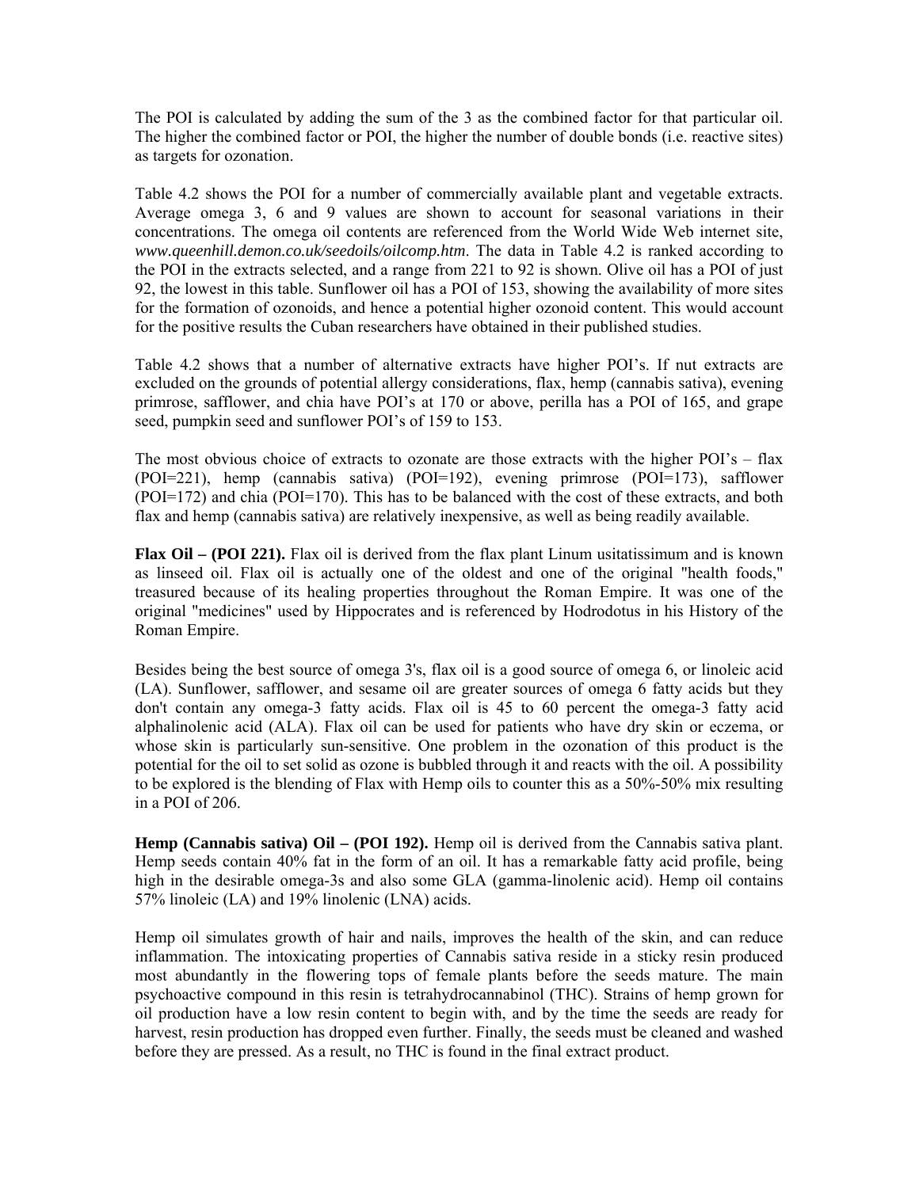The POI is calculated by adding the sum of the 3 as the combined factor for that particular oil. The higher the combined factor or POI, the higher the number of double bonds (i.e. reactive sites) as targets for ozonation.

Table 4.2 shows the POI for a number of commercially available plant and vegetable extracts. Average omega 3, 6 and 9 values are shown to account for seasonal variations in their concentrations. The omega oil contents are referenced from the World Wide Web internet site, *www.queenhill.demon.co.uk/seedoils/oilcomp.htm*. The data in Table 4.2 is ranked according to the POI in the extracts selected, and a range from 221 to 92 is shown. Olive oil has a POI of just 92, the lowest in this table. Sunflower oil has a POI of 153, showing the availability of more sites for the formation of ozonoids, and hence a potential higher ozonoid content. This would account for the positive results the Cuban researchers have obtained in their published studies.

Table 4.2 shows that a number of alternative extracts have higher POI's. If nut extracts are excluded on the grounds of potential allergy considerations, flax, hemp (cannabis sativa), evening primrose, safflower, and chia have POI's at 170 or above, perilla has a POI of 165, and grape seed, pumpkin seed and sunflower POI's of 159 to 153.

The most obvious choice of extracts to ozonate are those extracts with the higher POI's – flax (POI=221), hemp (cannabis sativa) (POI=192), evening primrose (POI=173), safflower (POI=172) and chia (POI=170). This has to be balanced with the cost of these extracts, and both flax and hemp (cannabis sativa) are relatively inexpensive, as well as being readily available.

**Flax Oil – (POI 221).** Flax oil is derived from the flax plant Linum usitatissimum and is known as linseed oil. Flax oil is actually one of the oldest and one of the original "health foods," treasured because of its healing properties throughout the Roman Empire. It was one of the original "medicines" used by Hippocrates and is referenced by Hodrodotus in his History of the Roman Empire.

Besides being the best source of omega 3's, flax oil is a good source of omega 6, or linoleic acid (LA). Sunflower, safflower, and sesame oil are greater sources of omega 6 fatty acids but they don't contain any omega-3 fatty acids. Flax oil is 45 to 60 percent the omega-3 fatty acid alphalinolenic acid (ALA). Flax oil can be used for patients who have dry skin or eczema, or whose skin is particularly sun-sensitive. One problem in the ozonation of this product is the potential for the oil to set solid as ozone is bubbled through it and reacts with the oil. A possibility to be explored is the blending of Flax with Hemp oils to counter this as a 50%-50% mix resulting in a POI of 206.

**Hemp (Cannabis sativa) Oil – (POI 192).** Hemp oil is derived from the Cannabis sativa plant. Hemp seeds contain 40% fat in the form of an oil. It has a remarkable fatty acid profile, being high in the desirable omega-3s and also some GLA (gamma-linolenic acid). Hemp oil contains 57% linoleic (LA) and 19% linolenic (LNA) acids.

Hemp oil simulates growth of hair and nails, improves the health of the skin, and can reduce inflammation. The intoxicating properties of Cannabis sativa reside in a sticky resin produced most abundantly in the flowering tops of female plants before the seeds mature. The main psychoactive compound in this resin is tetrahydrocannabinol (THC). Strains of hemp grown for oil production have a low resin content to begin with, and by the time the seeds are ready for harvest, resin production has dropped even further. Finally, the seeds must be cleaned and washed before they are pressed. As a result, no THC is found in the final extract product.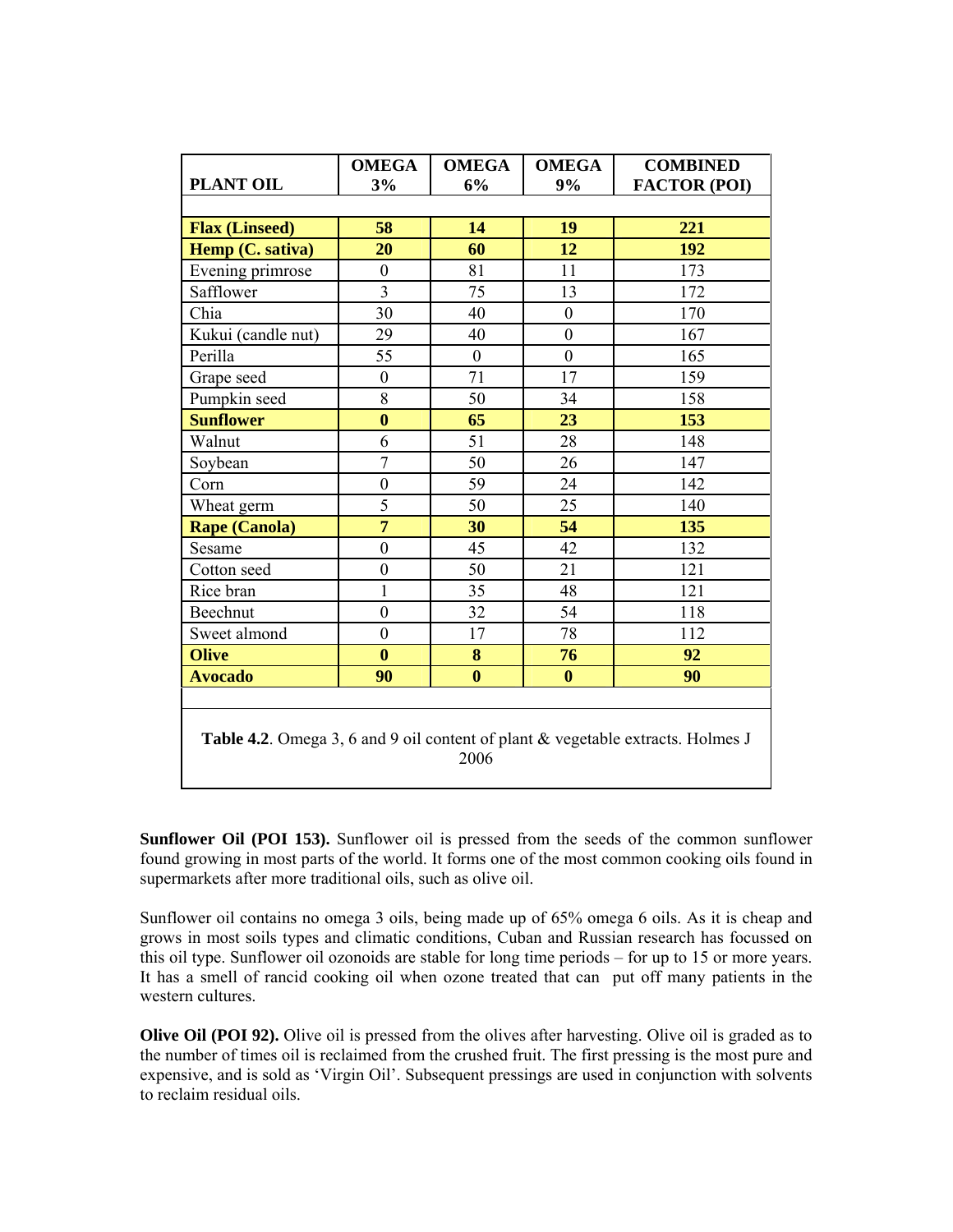| PLANT OIL | OMEGA 3% | OMEGA 6% | OMEGA 9% | COMBINED FACTOR (POI) |
|---|---|---|---|---|
| **Flax (Linseed)** | **58** | **14** | **19** | **221** |
| **Hemp (C. sativa)** | **20** | **60** | **12** | **192** |
| Evening primrose | 0 | 81 | 11 | 173 |
| Safflower | 3 | 75 | 13 | 172 |
| Chia | 30 | 40 | 0 | 170 |
| Kukui (candle nut) | 29 | 40 | 0 | 167 |
| Perilla | 55 | 0 | 0 | 165 |
| Grape seed | 0 | 71 | 17 | 159 |
| Pumpkin seed | 8 | 50 | 34 | 158 |
| **Sunflower** | **0** | **65** | **23** | **153** |
| Walnut | 6 | 51 | 28 | 148 |
| Soybean | 7 | 50 | 26 | 147 |
| Corn | 0 | 59 | 24 | 142 |
| Wheat germ | 5 | 50 | 25 | 140 |
| **Rape (Canola)** | **7** | **30** | **54** | **135** |
| Sesame | 0 | 45 | 42 | 132 |
| Cotton seed | 0 | 50 | 21 | 121 |
| Rice bran | 1 | 35 | 48 | 121 |
| Beechnut | 0 | 32 | 54 | 118 |
| Sweet almond | 0 | 17 | 78 | 112 |
| **Olive** | **0** | **8** | **76** | **92** |
| **Avocado** | **90** | **0** | **0** | **90** |

**Table 4.2**. Omega 3, 6 and 9 oil content of plant & vegetable extracts. Holmes J 2006

**Sunflower Oil (POI 153).** Sunflower oil is pressed from the seeds of the common sunflower found growing in most parts of the world. It forms one of the most common cooking oils found in supermarkets after more traditional oils, such as olive oil.

Sunflower oil contains no omega 3 oils, being made up of 65% omega 6 oils. As it is cheap and grows in most soils types and climatic conditions, Cuban and Russian research has focussed on this oil type. Sunflower oil ozonoids are stable for long time periods – for up to 15 or more years. It has a smell of rancid cooking oil when ozone treated that can put off many patients in the western cultures.

**Olive Oil (POI 92).** Olive oil is pressed from the olives after harvesting. Olive oil is graded as to the number of times oil is reclaimed from the crushed fruit. The first pressing is the most pure and expensive, and is sold as 'Virgin Oil'. Subsequent pressings are used in conjunction with solvents to reclaim residual oils.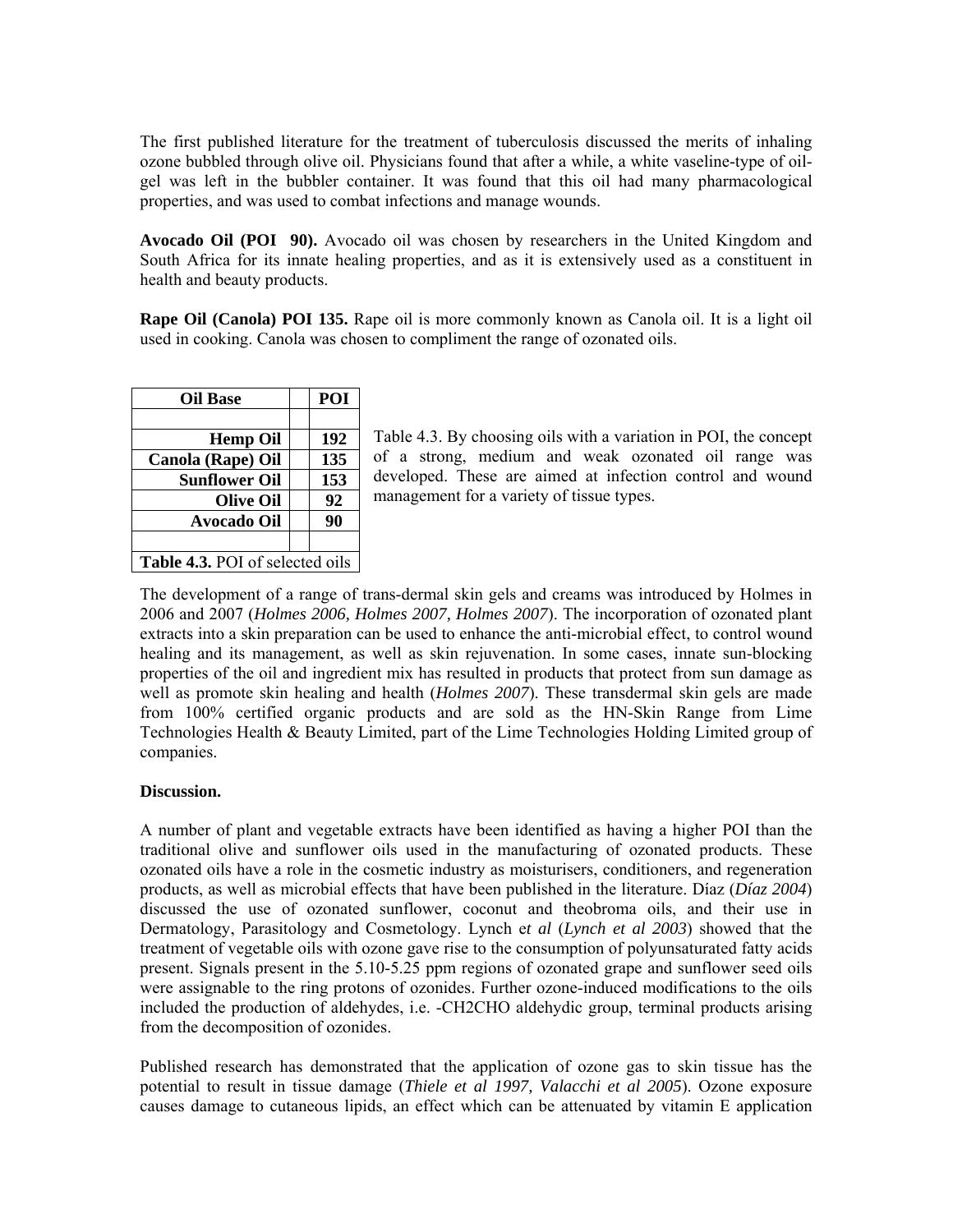The first published literature for the treatment of tuberculosis discussed the merits of inhaling ozone bubbled through olive oil. Physicians found that after a while, a white vaseline-type of oil-gel was left in the bubbler container. It was found that this oil had many pharmacological properties, and was used to combat infections and manage wounds.

**Avocado Oil (POI 90).** Avocado oil was chosen by researchers in the United Kingdom and South Africa for its innate healing properties, and as it is extensively used as a constituent in health and beauty products.

**Rape Oil (Canola) POI 135.** Rape oil is more commonly known as Canola oil. It is a light oil used in cooking. Canola was chosen to compliment the range of ozonated oils.

| Oil Base | | POI |
|---|---|---|
| | | |
| **Hemp Oil** | | **192** |
| **Canola (Rape) Oil** | | **135** |
| **Sunflower Oil** | | **153** |
| **Olive Oil** | | **92** |
| **Avocado Oil** | | **90** |
| | | |

**Table 4.3.** POI of selected oils

Table 4.3. By choosing oils with a variation in POI, the concept of a strong, medium and weak ozonated oil range was developed. These are aimed at infection control and wound management for a variety of tissue types.

The development of a range of trans-dermal skin gels and creams was introduced by Holmes in 2006 and 2007 (*Holmes 2006, Holmes 2007, Holmes 2007*). The incorporation of ozonated plant extracts into a skin preparation can be used to enhance the anti-microbial effect, to control wound healing and its management, as well as skin rejuvenation. In some cases, innate sun-blocking properties of the oil and ingredient mix has resulted in products that protect from sun damage as well as promote skin healing and health (*Holmes 2007*). These transdermal skin gels are made from 100% certified organic products and are sold as the HN-Skin Range from Lime Technologies Health & Beauty Limited, part of the Lime Technologies Holding Limited group of companies.

**Discussion.**

A number of plant and vegetable extracts have been identified as having a higher POI than the traditional olive and sunflower oils used in the manufacturing of ozonated products. These ozonated oils have a role in the cosmetic industry as moisturisers, conditioners, and regeneration products, as well as microbial effects that have been published in the literature. Díaz (*Díaz 2004*) discussed the use of ozonated sunflower, coconut and theobroma oils, and their use in Dermatology, Parasitology and Cosmetology. Lynch e*t al* (*Lynch et al 2003*) showed that the treatment of vegetable oils with ozone gave rise to the consumption of polyunsaturated fatty acids present. Signals present in the 5.10-5.25 ppm regions of ozonated grape and sunflower seed oils were assignable to the ring protons of ozonides. Further ozone-induced modifications to the oils included the production of aldehydes, i.e. -CH2CHO aldehydic group, terminal products arising from the decomposition of ozonides.

Published research has demonstrated that the application of ozone gas to skin tissue has the potential to result in tissue damage (*Thiele et al 1997, Valacchi et al 2005*). Ozone exposure causes damage to cutaneous lipids, an effect which can be attenuated by vitamin E application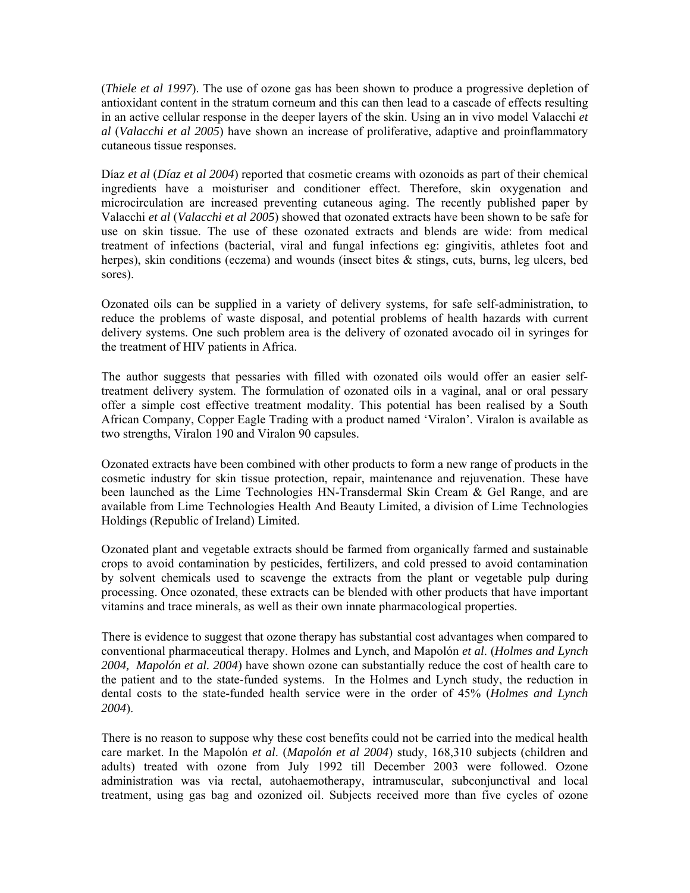(*Thiele et al 1997*). The use of ozone gas has been shown to produce a progressive depletion of antioxidant content in the stratum corneum and this can then lead to a cascade of effects resulting in an active cellular response in the deeper layers of the skin. Using an in vivo model Valacchi *et al* (*Valacchi et al 2005*) have shown an increase of proliferative, adaptive and proinflammatory cutaneous tissue responses.

Díaz *et al* (*Díaz et al 2004*) reported that cosmetic creams with ozonoids as part of their chemical ingredients have a moisturiser and conditioner effect. Therefore, skin oxygenation and microcirculation are increased preventing cutaneous aging. The recently published paper by Valacchi *et al* (*Valacchi et al 2005*) showed that ozonated extracts have been shown to be safe for use on skin tissue. The use of these ozonated extracts and blends are wide: from medical treatment of infections (bacterial, viral and fungal infections eg: gingivitis, athletes foot and herpes), skin conditions (eczema) and wounds (insect bites & stings, cuts, burns, leg ulcers, bed sores).

Ozonated oils can be supplied in a variety of delivery systems, for safe self-administration, to reduce the problems of waste disposal, and potential problems of health hazards with current delivery systems. One such problem area is the delivery of ozonated avocado oil in syringes for the treatment of HIV patients in Africa.

The author suggests that pessaries with filled with ozonated oils would offer an easier self-treatment delivery system. The formulation of ozonated oils in a vaginal, anal or oral pessary offer a simple cost effective treatment modality. This potential has been realised by a South African Company, Copper Eagle Trading with a product named 'Viralon'. Viralon is available as two strengths, Viralon 190 and Viralon 90 capsules.

Ozonated extracts have been combined with other products to form a new range of products in the cosmetic industry for skin tissue protection, repair, maintenance and rejuvenation. These have been launched as the Lime Technologies HN-Transdermal Skin Cream & Gel Range, and are available from Lime Technologies Health And Beauty Limited, a division of Lime Technologies Holdings (Republic of Ireland) Limited.

Ozonated plant and vegetable extracts should be farmed from organically farmed and sustainable crops to avoid contamination by pesticides, fertilizers, and cold pressed to avoid contamination by solvent chemicals used to scavenge the extracts from the plant or vegetable pulp during processing. Once ozonated, these extracts can be blended with other products that have important vitamins and trace minerals, as well as their own innate pharmacological properties.

There is evidence to suggest that ozone therapy has substantial cost advantages when compared to conventional pharmaceutical therapy. Holmes and Lynch, and Mapolón *et al.* (*Holmes and Lynch 2004, Mapolón et al. 2004*) have shown ozone can substantially reduce the cost of health care to the patient and to the state-funded systems. In the Holmes and Lynch study, the reduction in dental costs to the state-funded health service were in the order of 45% (*Holmes and Lynch 2004*).

There is no reason to suppose why these cost benefits could not be carried into the medical health care market. In the Mapolón *et al.* (*Mapolón et al 2004*) study, 168,310 subjects (children and adults) treated with ozone from July 1992 till December 2003 were followed. Ozone administration was via rectal, autohaemotherapy, intramuscular, subconjunctival and local treatment, using gas bag and ozonized oil. Subjects received more than five cycles of ozone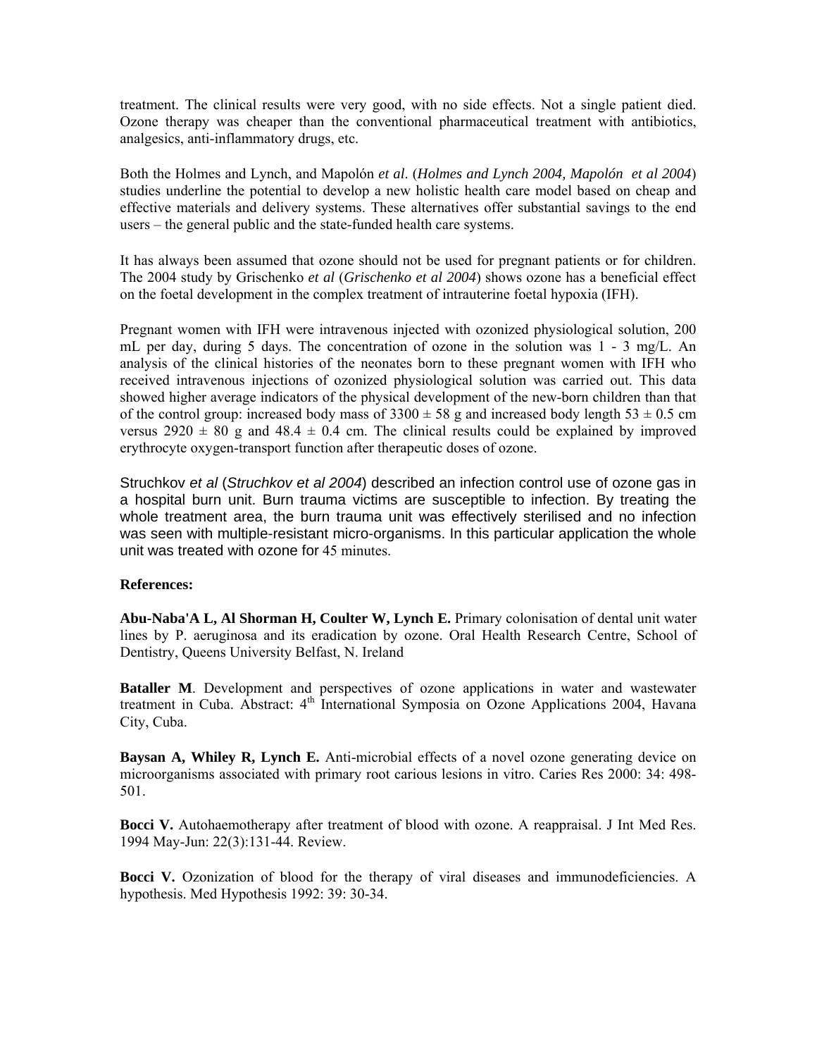treatment. The clinical results were very good, with no side effects. Not a single patient died. Ozone therapy was cheaper than the conventional pharmaceutical treatment with antibiotics, analgesics, anti-inflammatory drugs, etc.

Both the Holmes and Lynch, and Mapolón *et al*. (*Holmes and Lynch 2004, Mapolón et al 2004*) studies underline the potential to develop a new holistic health care model based on cheap and effective materials and delivery systems. These alternatives offer substantial savings to the end users – the general public and the state-funded health care systems.

It has always been assumed that ozone should not be used for pregnant patients or for children. The 2004 study by Grischenko *et al* (*Grischenko et al 2004*) shows ozone has a beneficial effect on the foetal development in the complex treatment of intrauterine foetal hypoxia (IFH).

Pregnant women with IFH were intravenous injected with ozonized physiological solution, 200 mL per day, during 5 days. The concentration of ozone in the solution was 1 - 3 mg/L. An analysis of the clinical histories of the neonates born to these pregnant women with IFH who received intravenous injections of ozonized physiological solution was carried out. This data showed higher average indicators of the physical development of the new-born children than that of the control group: increased body mass of $3300 \pm 58$ g and increased body length $53 \pm 0.5$ cm versus $2920 \pm 80$ g and $48.4 \pm 0.4$ cm. The clinical results could be explained by improved erythrocyte oxygen-transport function after therapeutic doses of ozone.

Struchkov *et al* (*Struchkov et al 2004*) described an infection control use of ozone gas in a hospital burn unit. Burn trauma victims are susceptible to infection. By treating the whole treatment area, the burn trauma unit was effectively sterilised and no infection was seen with multiple-resistant micro-organisms. In this particular application the whole unit was treated with ozone for 45 minutes.

**References:**

**Abu-Naba'A L, Al Shorman H, Coulter W, Lynch E.** Primary colonisation of dental unit water lines by P. aeruginosa and its eradication by ozone. Oral Health Research Centre, School of Dentistry, Queens University Belfast, N. Ireland

**Bataller M**. Development and perspectives of ozone applications in water and wastewater treatment in Cuba. Abstract: 4th International Symposia on Ozone Applications 2004, Havana City, Cuba.

**Baysan A, Whiley R, Lynch E.** Anti-microbial effects of a novel ozone generating device on microorganisms associated with primary root carious lesions in vitro. Caries Res 2000: 34: 498-501.

**Bocci V.** Autohaemotherapy after treatment of blood with ozone. A reappraisal. J Int Med Res. 1994 May-Jun: 22(3):131-44. Review.

**Bocci V.** Ozonization of blood for the therapy of viral diseases and immunodeficiencies. A hypothesis. Med Hypothesis 1992: 39: 30-34.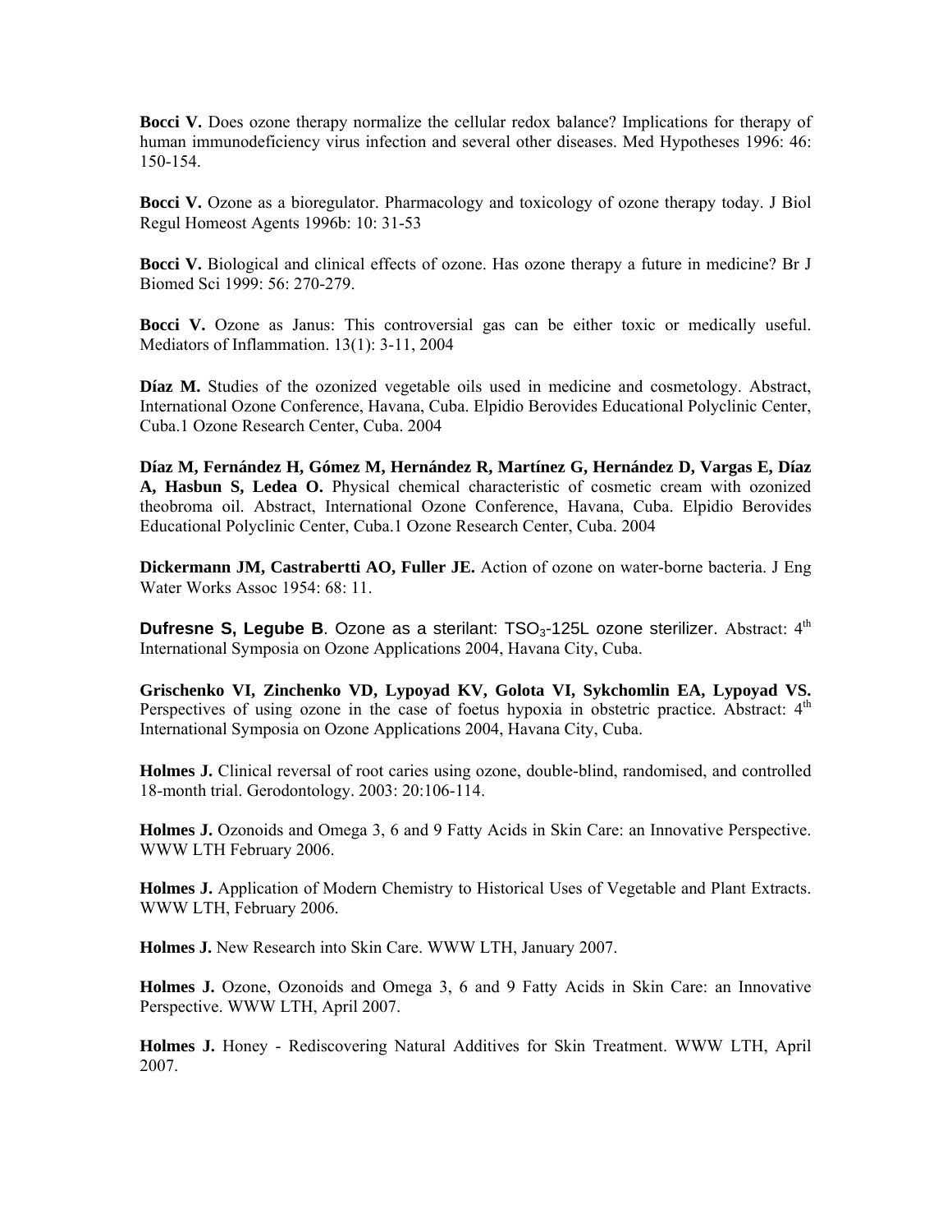**Bocci V.** Does ozone therapy normalize the cellular redox balance? Implications for therapy of human immunodeficiency virus infection and several other diseases. Med Hypotheses 1996: 46: 150-154.

**Bocci V.** Ozone as a bioregulator. Pharmacology and toxicology of ozone therapy today. J Biol Regul Homeost Agents 1996b: 10: 31-53

**Bocci V.** Biological and clinical effects of ozone. Has ozone therapy a future in medicine? Br J Biomed Sci 1999: 56: 270-279.

**Bocci V.** Ozone as Janus: This controversial gas can be either toxic or medically useful. Mediators of Inflammation. 13(1): 3-11, 2004

**Díaz M.** Studies of the ozonized vegetable oils used in medicine and cosmetology. Abstract, International Ozone Conference, Havana, Cuba. Elpidio Berovides Educational Polyclinic Center, Cuba.1 Ozone Research Center, Cuba. 2004

**Díaz M, Fernández H, Gómez M, Hernández R, Martínez G, Hernández D, Vargas E, Díaz A, Hasbun S, Ledea O.** Physical chemical characteristic of cosmetic cream with ozonized theobroma oil. Abstract, International Ozone Conference, Havana, Cuba. Elpidio Berovides Educational Polyclinic Center, Cuba.1 Ozone Research Center, Cuba. 2004

**Dickermann JM, Castrabertti AO, Fuller JE.** Action of ozone on water-borne bacteria. J Eng Water Works Assoc 1954: 68: 11.

**Dufresne S, Legube B**. Ozone as a sterilant: $TSO_3$-125L ozone sterilizer. Abstract: 4th International Symposia on Ozone Applications 2004, Havana City, Cuba.

**Grischenko VI, Zinchenko VD, Lypoyad KV, Golota VI, Sykchomlin EA, Lypoyad VS.** Perspectives of using ozone in the case of foetus hypoxia in obstetric practice. Abstract: 4th International Symposia on Ozone Applications 2004, Havana City, Cuba.

**Holmes J.** Clinical reversal of root caries using ozone, double-blind, randomised, and controlled 18-month trial. Gerodontology. 2003: 20:106-114.

**Holmes J.** Ozonoids and Omega 3, 6 and 9 Fatty Acids in Skin Care: an Innovative Perspective. WWW LTH February 2006.

**Holmes J.** Application of Modern Chemistry to Historical Uses of Vegetable and Plant Extracts. WWW LTH, February 2006.

**Holmes J.** New Research into Skin Care. WWW LTH, January 2007.

**Holmes J.** Ozone, Ozonoids and Omega 3, 6 and 9 Fatty Acids in Skin Care: an Innovative Perspective. WWW LTH, April 2007.

**Holmes J.** Honey - Rediscovering Natural Additives for Skin Treatment. WWW LTH, April 2007.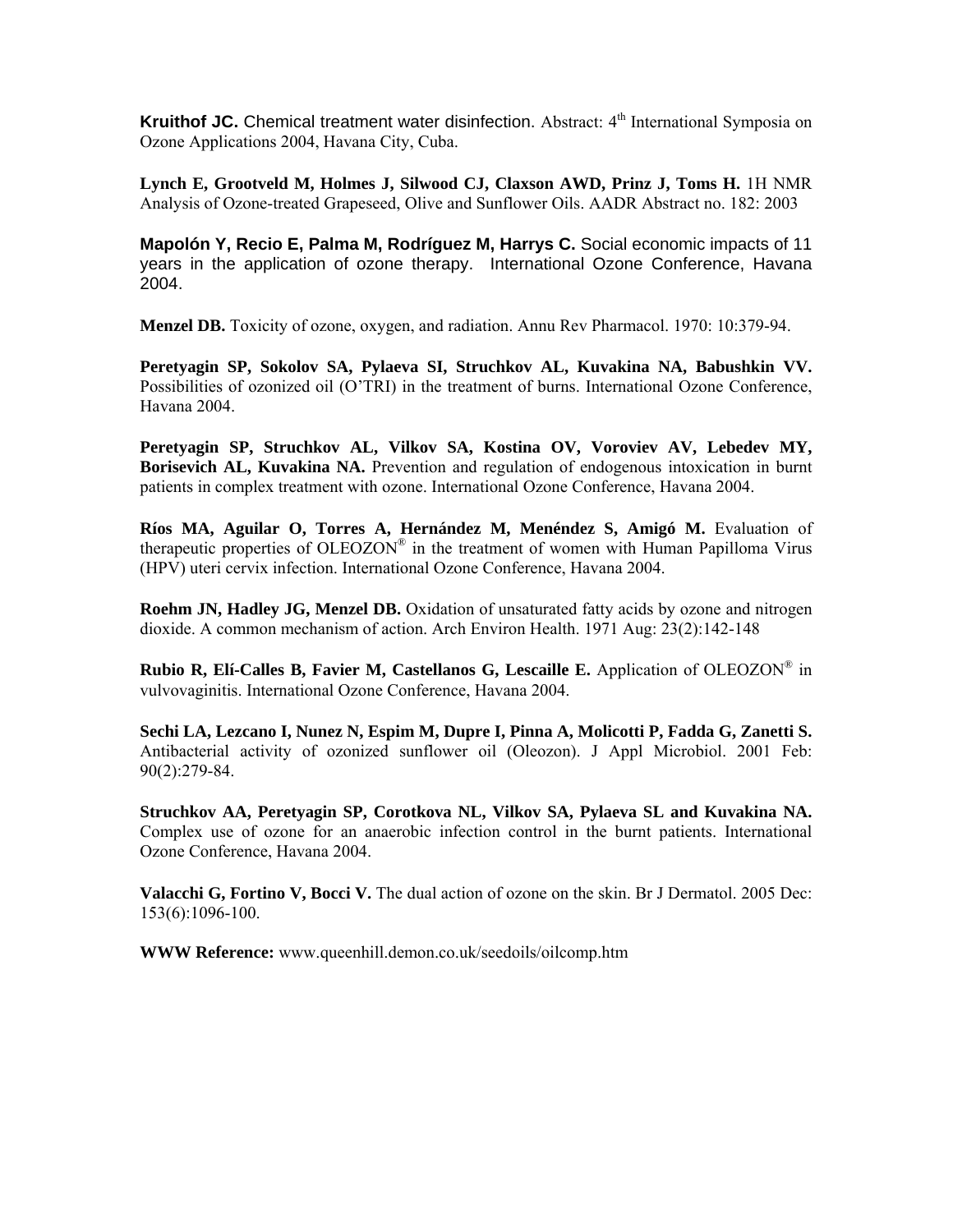**Kruithof JC.** Chemical treatment water disinfection. Abstract: 4th International Symposia on Ozone Applications 2004, Havana City, Cuba.

**Lynch E, Grootveld M, Holmes J, Silwood CJ, Claxson AWD, Prinz J, Toms H.** 1H NMR Analysis of Ozone-treated Grapeseed, Olive and Sunflower Oils. AADR Abstract no. 182: 2003

**Mapolón Y, Recio E, Palma M, Rodríguez M, Harrys C.** Social economic impacts of 11 years in the application of ozone therapy. International Ozone Conference, Havana 2004.

**Menzel DB.** Toxicity of ozone, oxygen, and radiation. Annu Rev Pharmacol. 1970: 10:379-94.

**Peretyagin SP, Sokolov SA, Pylaeva SI, Struchkov AL, Kuvakina NA, Babushkin VV.** Possibilities of ozonized oil (O'TRI) in the treatment of burns. International Ozone Conference, Havana 2004.

**Peretyagin SP, Struchkov AL, Vilkov SA, Kostina OV, Voroviev AV, Lebedev MY, Borisevich AL, Kuvakina NA.** Prevention and regulation of endogenous intoxication in burnt patients in complex treatment with ozone. International Ozone Conference, Havana 2004.

**Ríos MA, Aguilar O, Torres A, Hernández M, Menéndez S, Amigó M.** Evaluation of therapeutic properties of OLEOZON® in the treatment of women with Human Papilloma Virus (HPV) uteri cervix infection. International Ozone Conference, Havana 2004.

**Roehm JN, Hadley JG, Menzel DB.** Oxidation of unsaturated fatty acids by ozone and nitrogen dioxide. A common mechanism of action. Arch Environ Health. 1971 Aug: 23(2):142-148

**Rubio R, Elí-Calles B, Favier M, Castellanos G, Lescaille E.** Application of OLEOZON® in vulvovaginitis. International Ozone Conference, Havana 2004.

**Sechi LA, Lezcano I, Nunez N, Espim M, Dupre I, Pinna A, Molicotti P, Fadda G, Zanetti S.** Antibacterial activity of ozonized sunflower oil (Oleozon). J Appl Microbiol. 2001 Feb: 90(2):279-84.

**Struchkov AA, Peretyagin SP, Corotkova NL, Vilkov SA, Pylaeva SL and Kuvakina NA.** Complex use of ozone for an anaerobic infection control in the burnt patients. International Ozone Conference, Havana 2004.

**Valacchi G, Fortino V, Bocci V.** The dual action of ozone on the skin. Br J Dermatol. 2005 Dec: 153(6):1096-100.

**WWW Reference:** www.queenhill.demon.co.uk/seedoils/oilcomp.htm